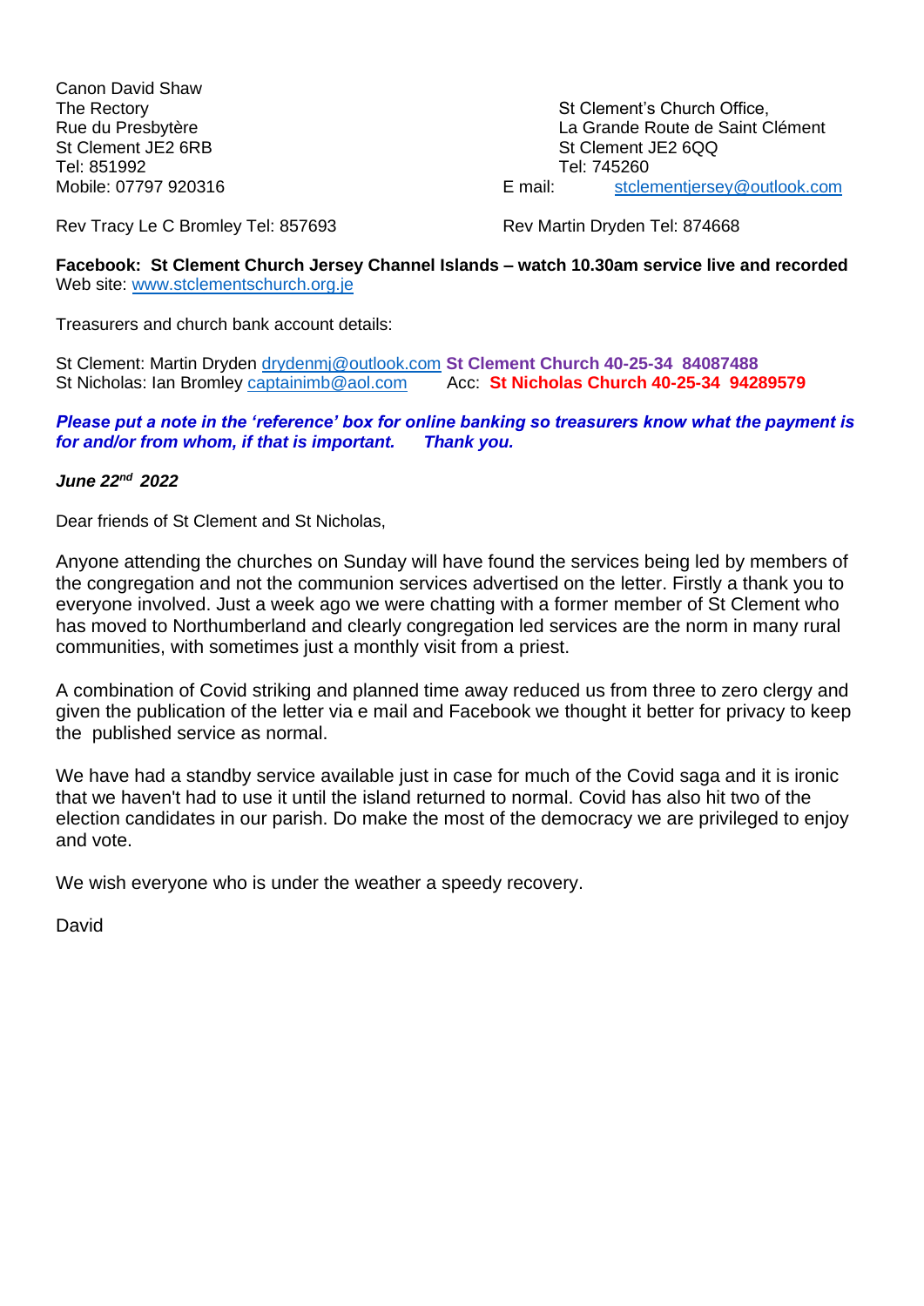Canon David Shaw
The Rectory
Rue du Presbytère
St Clement JE2 6RB
Tel: 851992
Mobile: 07797 920316

St Clement's Church Office,
La Grande Route de Saint Clément
St Clement JE2 6QQ
Tel: 745260
E mail: stclementjersey@outlook.com

Rev Tracy Le C Bromley Tel: 857693

Rev Martin Dryden Tel: 874668

**Facebook: St Clement Church Jersey Channel Islands – watch 10.30am service live and recorded**
Web site: www.stclementschurch.org.je

Treasurers and church bank account details:

St Clement: Martin Dryden drydenmj@outlook.com **St Clement Church 40-25-34 84087488**
St Nicholas: Ian Bromley captainimb@aol.com Acc: **St Nicholas Church 40-25-34 94289579**

***Please put a note in the 'reference' box for online banking so treasurers know what the payment is for and/or from whom, if that is important. Thank you.***

***June 22nd 2022***

Dear friends of St Clement and St Nicholas,

Anyone attending the churches on Sunday will have found the services being led by members of the congregation and not the communion services advertised on the letter. Firstly a thank you to everyone involved. Just a week ago we were chatting with a former member of St Clement who has moved to Northumberland and clearly congregation led services are the norm in many rural communities, with sometimes just a monthly visit from a priest.

A combination of Covid striking and planned time away reduced us from three to zero clergy and given the publication of the letter via e mail and Facebook we thought it better for privacy to keep the published service as normal.

We have had a standby service available just in case for much of the Covid saga and it is ironic that we haven't had to use it until the island returned to normal. Covid has also hit two of the election candidates in our parish. Do make the most of the democracy we are privileged to enjoy and vote.

We wish everyone who is under the weather a speedy recovery.

David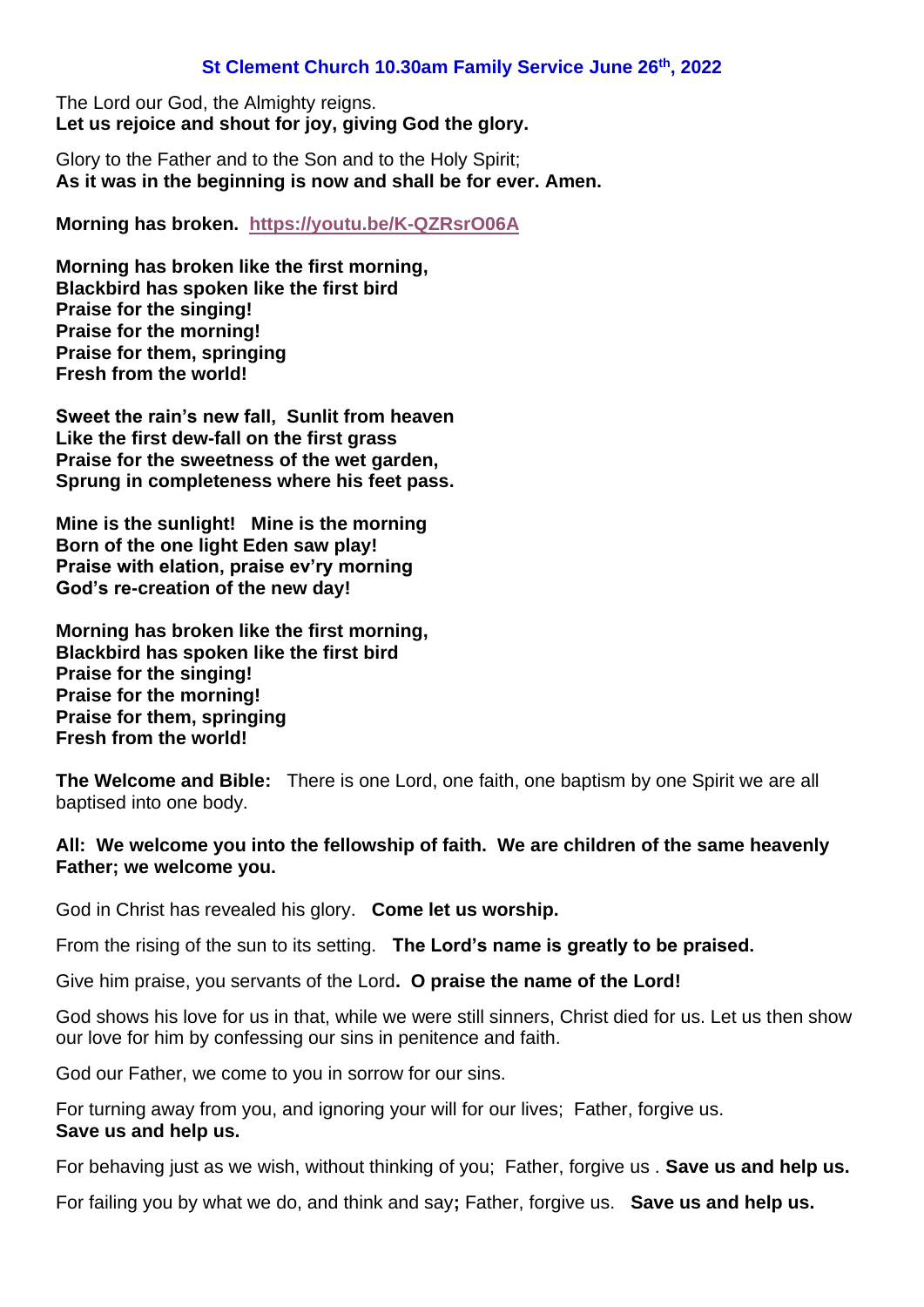## St Clement Church 10.30am Family Service June 26th, 2022

The Lord our God, the Almighty reigns.
**Let us rejoice and shout for joy, giving God the glory.**

Glory to the Father and to the Son and to the Holy Spirit;
**As it was in the beginning is now and shall be for ever. Amen.**

**Morning has broken.** https://youtu.be/K-QZRsrO06A

**Morning has broken like the first morning,
Blackbird has spoken like the first bird
Praise for the singing!
Praise for the morning!
Praise for them, springing
Fresh from the world!**

**Sweet the rain's new fall, Sunlit from heaven
Like the first dew-fall on the first grass
Praise for the sweetness of the wet garden,
Sprung in completeness where his feet pass.**

**Mine is the sunlight! Mine is the morning
Born of the one light Eden saw play!
Praise with elation, praise ev'ry morning
God's re-creation of the new day!**

**Morning has broken like the first morning,
Blackbird has spoken like the first bird
Praise for the singing!
Praise for the morning!
Praise for them, springing
Fresh from the world!**

**The Welcome and Bible:** There is one Lord, one faith, one baptism by one Spirit we are all baptised into one body.

**All: We welcome you into the fellowship of faith. We are children of the same heavenly Father; we welcome you.**

God in Christ has revealed his glory. **Come let us worship.**

From the rising of the sun to its setting. **The Lord's name is greatly to be praised.**

Give him praise, you servants of the Lord**. O praise the name of the Lord!**

God shows his love for us in that, while we were still sinners, Christ died for us. Let us then show our love for him by confessing our sins in penitence and faith.

God our Father, we come to you in sorrow for our sins.

For turning away from you, and ignoring your will for our lives; Father, forgive us.
**Save us and help us.**

For behaving just as we wish, without thinking of you; Father, forgive us . **Save us and help us.**

For failing you by what we do, and think and say**;** Father, forgive us. **Save us and help us.**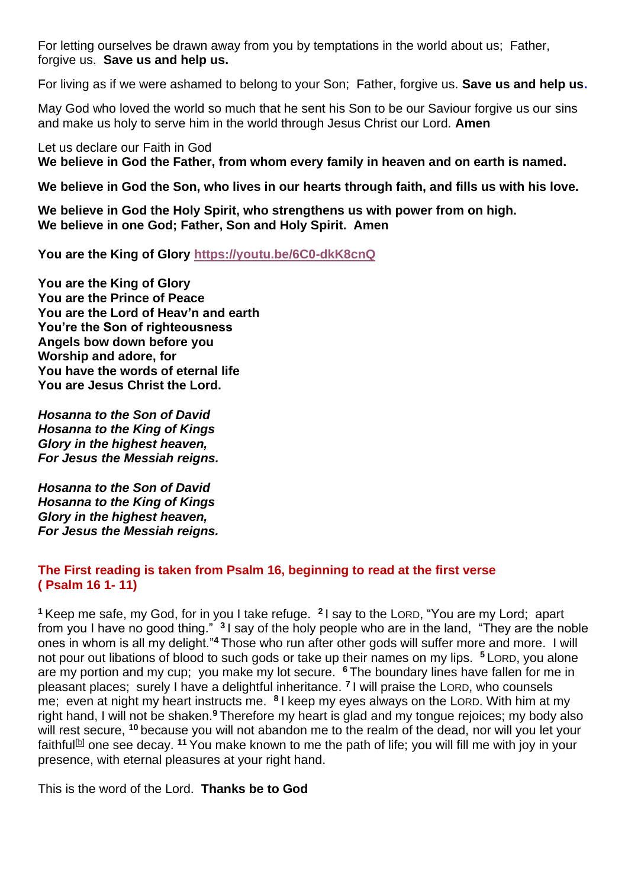For letting ourselves be drawn away from you by temptations in the world about us; Father, forgive us. **Save us and help us.**

For living as if we were ashamed to belong to your Son; Father, forgive us. **Save us and help us.**

May God who loved the world so much that he sent his Son to be our Saviour forgive us our sins and make us holy to serve him in the world through Jesus Christ our Lord. **Amen**

Let us declare our Faith in God
**We believe in God the Father, from whom every family in heaven and on earth is named.**

**We believe in God the Son, who lives in our hearts through faith, and fills us with his love.**

**We believe in God the Holy Spirit, who strengthens us with power from on high.**
**We believe in one God; Father, Son and Holy Spirit. Amen**

**You are the King of Glory https://youtu.be/6C0-dkK8cnQ**

**You are the King of Glory**
**You are the Prince of Peace**
**You are the Lord of Heav'n and earth**
**You're the Son of righteousness**
**Angels bow down before you**
**Worship and adore, for**
**You have the words of eternal life**
**You are Jesus Christ the Lord.**

***Hosanna to the Son of David***
***Hosanna to the King of Kings***
***Glory in the highest heaven,***
***For Jesus the Messiah reigns.***

***Hosanna to the Son of David***
***Hosanna to the King of Kings***
***Glory in the highest heaven,***
***For Jesus the Messiah reigns.***

**The First reading is taken from Psalm 16, beginning to read at the first verse ( Psalm 16 1- 11)**

**1** Keep me safe, my God, for in you I take refuge. **2** I say to the LORD, "You are my Lord; apart from you I have no good thing." **3** I say of the holy people who are in the land, "They are the noble ones in whom is all my delight."**4** Those who run after other gods will suffer more and more. I will not pour out libations of blood to such gods or take up their names on my lips. **5** LORD, you alone are my portion and my cup; you make my lot secure. **6** The boundary lines have fallen for me in pleasant places; surely I have a delightful inheritance. **7** I will praise the LORD, who counsels me; even at night my heart instructs me. **8** I keep my eyes always on the LORD. With him at my right hand, I will not be shaken.**9** Therefore my heart is glad and my tongue rejoices; my body also will rest secure, **10** because you will not abandon me to the realm of the dead, nor will you let your faithful[b] one see decay. **11** You make known to me the path of life; you will fill me with joy in your presence, with eternal pleasures at your right hand.

This is the word of the Lord. **Thanks be to God**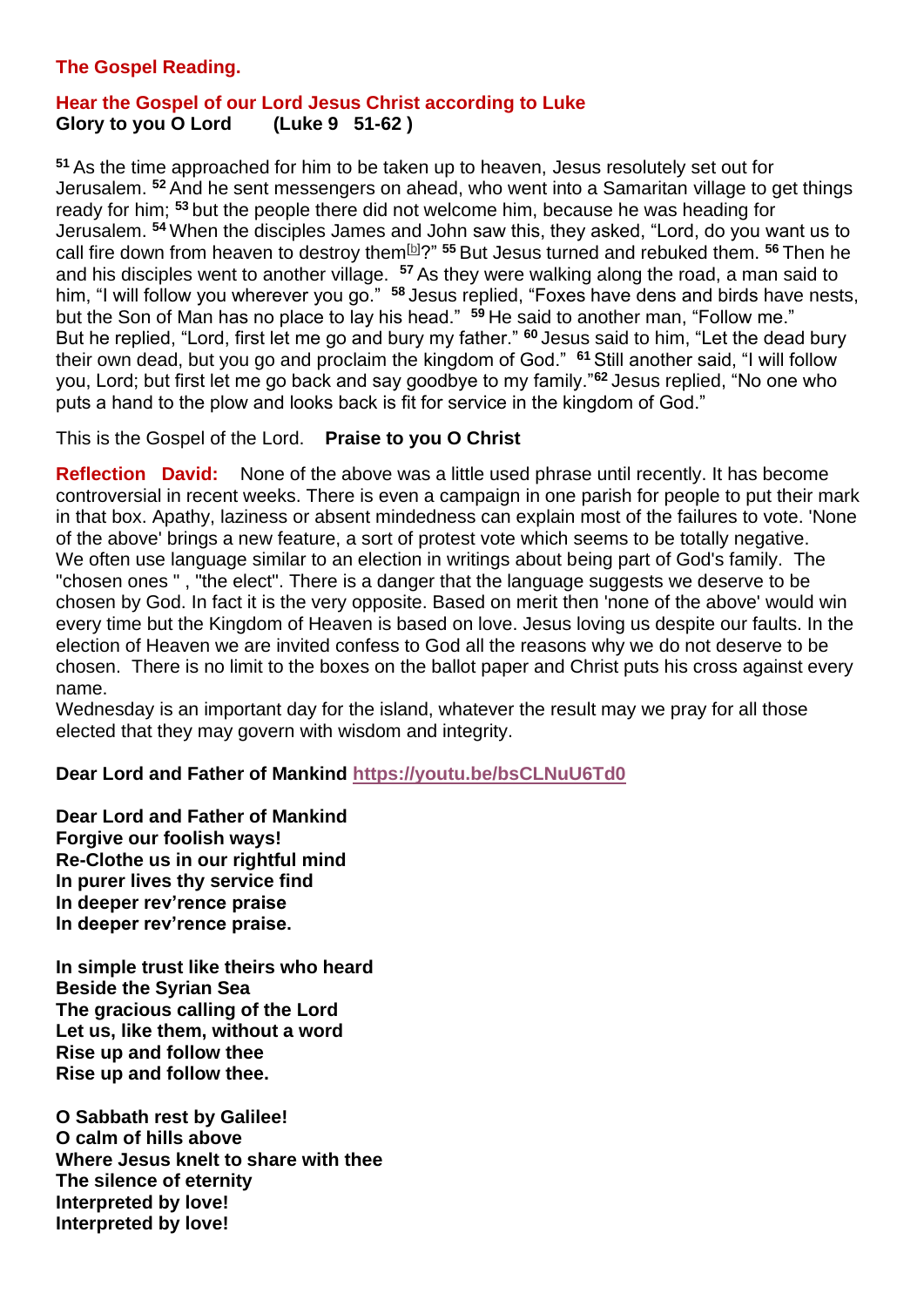**The Gospel Reading.**

**Hear the Gospel of our Lord Jesus Christ according to Luke**
**Glory to you O Lord (Luke 9 51-62 )**

[51] As the time approached for him to be taken up to heaven, Jesus resolutely set out for Jerusalem. [52] And he sent messengers on ahead, who went into a Samaritan village to get things ready for him; [53] but the people there did not welcome him, because he was heading for Jerusalem. [54] When the disciples James and John saw this, they asked, "Lord, do you want us to call fire down from heaven to destroy them[b]?" [55] But Jesus turned and rebuked them. [56] Then he and his disciples went to another village. [57] As they were walking along the road, a man said to him, "I will follow you wherever you go." [58] Jesus replied, "Foxes have dens and birds have nests, but the Son of Man has no place to lay his head." [59] He said to another man, "Follow me." But he replied, "Lord, first let me go and bury my father." [60] Jesus said to him, "Let the dead bury their own dead, but you go and proclaim the kingdom of God." [61] Still another said, "I will follow you, Lord; but first let me go back and say goodbye to my family."[62] Jesus replied, "No one who puts a hand to the plow and looks back is fit for service in the kingdom of God."

This is the Gospel of the Lord. **Praise to you O Christ**

**Reflection David:** None of the above was a little used phrase until recently. It has become controversial in recent weeks. There is even a campaign in one parish for people to put their mark in that box. Apathy, laziness or absent mindedness can explain most of the failures to vote. 'None of the above' brings a new feature, a sort of protest vote which seems to be totally negative. We often use language similar to an election in writings about being part of God's family. The "chosen ones " , "the elect". There is a danger that the language suggests we deserve to be chosen by God. In fact it is the very opposite. Based on merit then 'none of the above' would win every time but the Kingdom of Heaven is based on love. Jesus loving us despite our faults. In the election of Heaven we are invited confess to God all the reasons why we do not deserve to be chosen. There is no limit to the boxes on the ballot paper and Christ puts his cross against every name.
Wednesday is an important day for the island, whatever the result may we pray for all those elected that they may govern with wisdom and integrity.

**Dear Lord and Father of Mankind** https://youtu.be/bsCLNuU6Td0

**Dear Lord and Father of Mankind**
**Forgive our foolish ways!**
**Re-Clothe us in our rightful mind**
**In purer lives thy service find**
**In deeper rev'rence praise**
**In deeper rev'rence praise.**

**In simple trust like theirs who heard**
**Beside the Syrian Sea**
**The gracious calling of the Lord**
**Let us, like them, without a word**
**Rise up and follow thee**
**Rise up and follow thee.**

**O Sabbath rest by Galilee!**
**O calm of hills above**
**Where Jesus knelt to share with thee**
**The silence of eternity**
**Interpreted by love!**
**Interpreted by love!**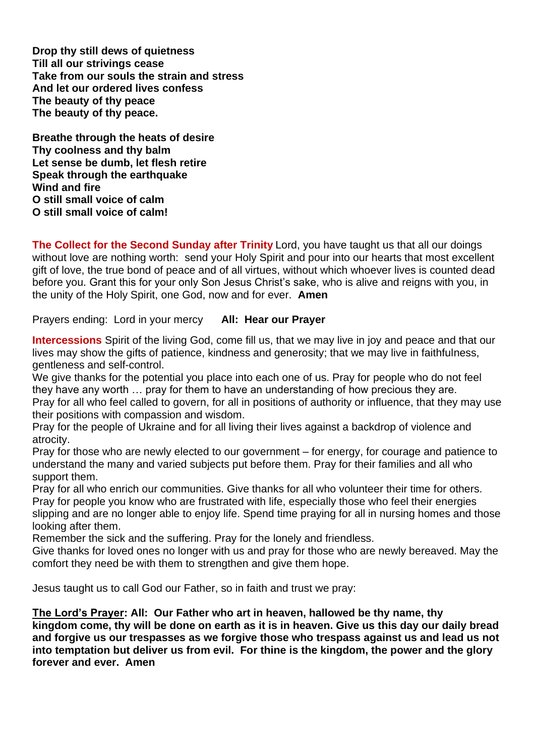**Drop thy still dews of quietness**
**Till all our strivings cease**
**Take from our souls the strain and stress**
**And let our ordered lives confess**
**The beauty of thy peace**
**The beauty of thy peace.**

**Breathe through the heats of desire**
**Thy coolness and thy balm**
**Let sense be dumb, let flesh retire**
**Speak through the earthquake**
**Wind and fire**
**O still small voice of calm**
**O still small voice of calm!**

**The Collect for the Second Sunday after Trinity** Lord, you have taught us that all our doings without love are nothing worth: send your Holy Spirit and pour into our hearts that most excellent gift of love, the true bond of peace and of all virtues, without which whoever lives is counted dead before you. Grant this for your only Son Jesus Christ's sake, who is alive and reigns with you, in the unity of the Holy Spirit, one God, now and for ever. **Amen**

Prayers ending: Lord in your mercy **All: Hear our Prayer**

**Intercessions** Spirit of the living God, come fill us, that we may live in joy and peace and that our lives may show the gifts of patience, kindness and generosity; that we may live in faithfulness, gentleness and self-control.
We give thanks for the potential you place into each one of us. Pray for people who do not feel they have any worth … pray for them to have an understanding of how precious they are.
Pray for all who feel called to govern, for all in positions of authority or influence, that they may use their positions with compassion and wisdom.
Pray for the people of Ukraine and for all living their lives against a backdrop of violence and atrocity.
Pray for those who are newly elected to our government – for energy, for courage and patience to understand the many and varied subjects put before them. Pray for their families and all who support them.
Pray for all who enrich our communities. Give thanks for all who volunteer their time for others.
Pray for people you know who are frustrated with life, especially those who feel their energies slipping and are no longer able to enjoy life. Spend time praying for all in nursing homes and those looking after them.
Remember the sick and the suffering. Pray for the lonely and friendless.
Give thanks for loved ones no longer with us and pray for those who are newly bereaved. May the comfort they need be with them to strengthen and give them hope.

Jesus taught us to call God our Father, so in faith and trust we pray:

**The Lord's Prayer: All: Our Father who art in heaven, hallowed be thy name, thy kingdom come, thy will be done on earth as it is in heaven. Give us this day our daily bread and forgive us our trespasses as we forgive those who trespass against us and lead us not into temptation but deliver us from evil. For thine is the kingdom, the power and the glory forever and ever. Amen**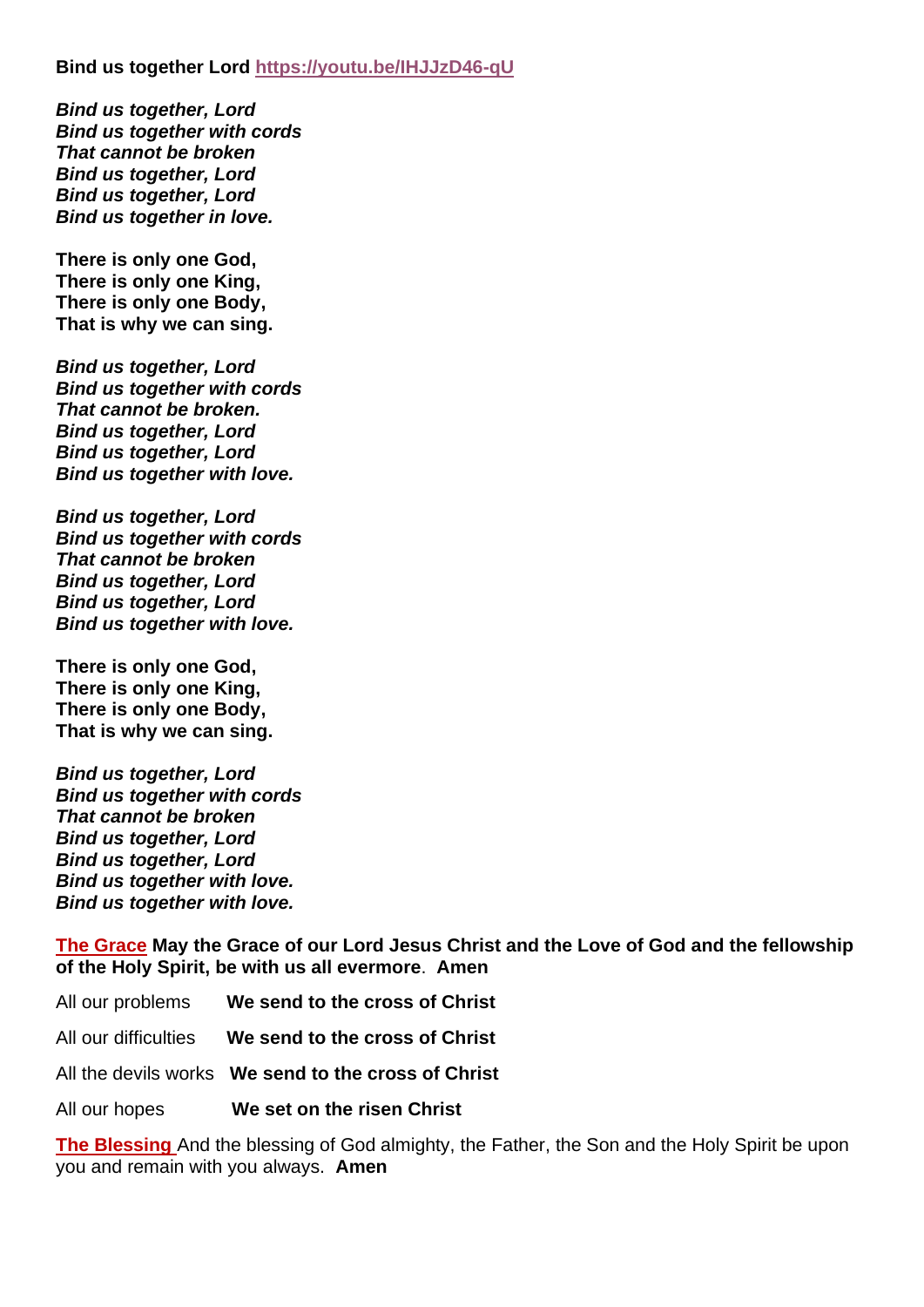**Bind us together Lord [https://youtu.be/IHJJzD46-qU](https://youtu.be/IHJJzD46-qU)**

***Bind us together, Lord***
***Bind us together with cords***
***That cannot be broken***
***Bind us together, Lord***
***Bind us together, Lord***
***Bind us together in love.***

**There is only one God,**
**There is only one King,**
**There is only one Body,**
**That is why we can sing.**

***Bind us together, Lord***
***Bind us together with cords***
***That cannot be broken.***
***Bind us together, Lord***
***Bind us together, Lord***
***Bind us together with love.***

***Bind us together, Lord***
***Bind us together with cords***
***That cannot be broken***
***Bind us together, Lord***
***Bind us together, Lord***
***Bind us together with love.***

**There is only one God,**
**There is only one King,**
**There is only one Body,**
**That is why we can sing.**

***Bind us together, Lord***
***Bind us together with cords***
***That cannot be broken***
***Bind us together, Lord***
***Bind us together, Lord***
***Bind us together with love.***
***Bind us together with love.***

**The Grace** **May the Grace of our Lord Jesus Christ and the Love of God and the fellowship of the Holy Spirit, be with us all evermore**. **Amen**

All our problems **We send to the cross of Christ**

All our difficulties **We send to the cross of Christ**

All the devils works **We send to the cross of Christ**

All our hopes **We set on the risen Christ**

**The Blessing** And the blessing of God almighty, the Father, the Son and the Holy Spirit be upon you and remain with you always. **Amen**